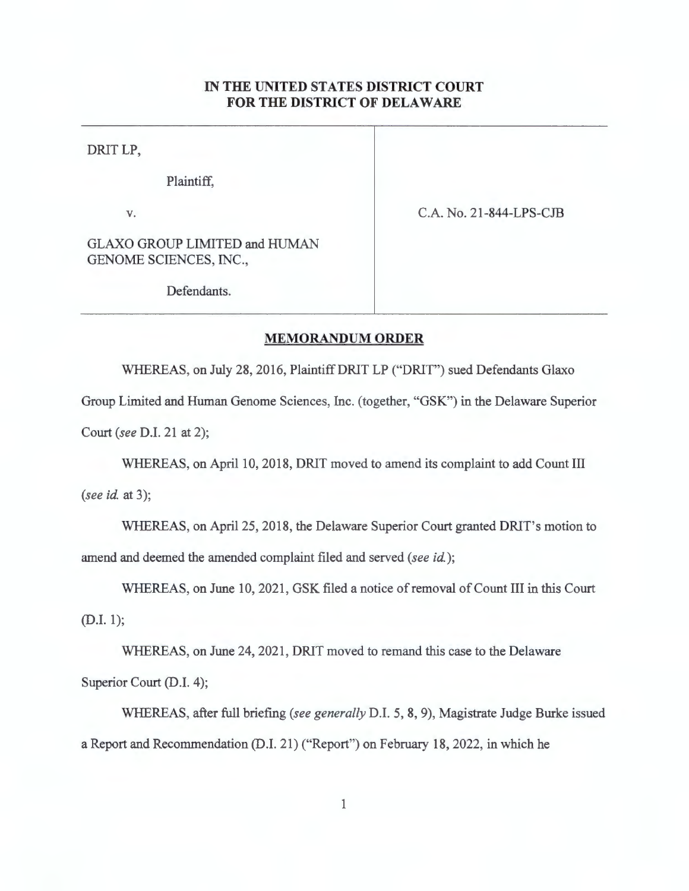# IN THE UNITED STATES DISTRICT COURT FOR THE DISTRICT OF DELAWARE

| | |
|---|---|
| DRIT LP,<br><br>Plaintiff,<br><br>v.<br><br>GLAXO GROUP LIMITED and HUMAN GENOME SCIENCES, INC.,<br><br>Defendants. | C.A. No. 21-844-LPS-CJB |

## MEMORANDUM ORDER

WHEREAS, on July 28, 2016, Plaintiff DRIT LP ("DRIT") sued Defendants Glaxo Group Limited and Human Genome Sciences, Inc. (together, "GSK") in the Delaware Superior Court (*see* D.I. 21 at 2);

WHEREAS, on April 10, 2018, DRIT moved to amend its complaint to add Count III (*see id.* at 3);

WHEREAS, on April 25, 2018, the Delaware Superior Court granted DRIT's motion to amend and deemed the amended complaint filed and served (*see id.*);

WHEREAS, on June 10, 2021, GSK filed a notice of removal of Count III in this Court (D.I. 1);

WHEREAS, on June 24, 2021, DRIT moved to remand this case to the Delaware Superior Court (D.I. 4);

WHEREAS, after full briefing (*see generally* D.I. 5, 8, 9), Magistrate Judge Burke issued a Report and Recommendation (D.I. 21) ("Report") on February 18, 2022, in which he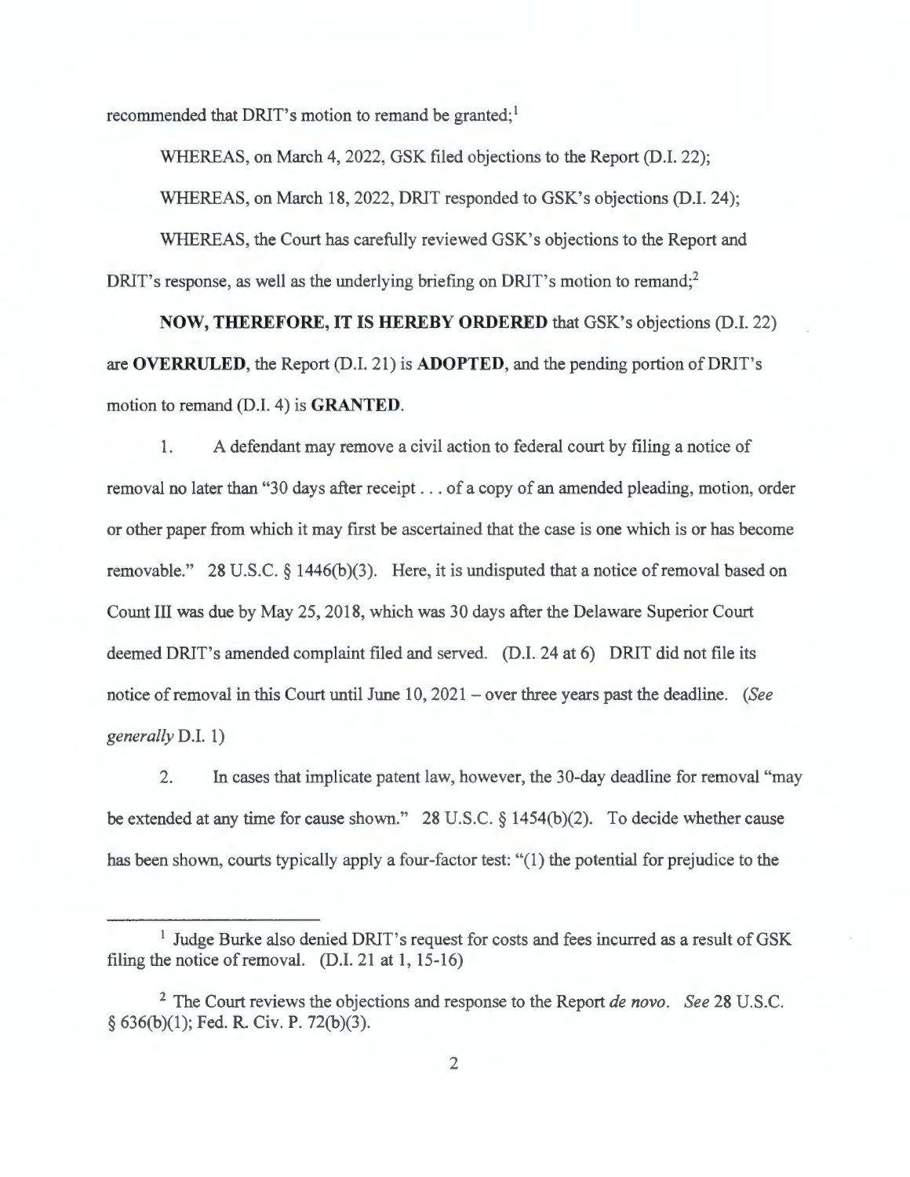recommended that DRIT's motion to remand be granted;[1]

WHEREAS, on March 4, 2022, GSK filed objections to the Report (D.I. 22);

WHEREAS, on March 18, 2022, DRIT responded to GSK's objections (D.I. 24);

WHEREAS, the Court has carefully reviewed GSK's objections to the Report and DRIT's response, as well as the underlying briefing on DRIT's motion to remand;[2]

**NOW, THEREFORE, IT IS HEREBY ORDERED** that GSK's objections (D.I. 22) are **OVERRULED**, the Report (D.I. 21) is **ADOPTED**, and the pending portion of DRIT's motion to remand (D.I. 4) is **GRANTED**.

1. A defendant may remove a civil action to federal court by filing a notice of removal no later than "30 days after receipt . . . of a copy of an amended pleading, motion, order or other paper from which it may first be ascertained that the case is one which is or has become removable." 28 U.S.C. § 1446(b)(3). Here, it is undisputed that a notice of removal based on Count III was due by May 25, 2018, which was 30 days after the Delaware Superior Court deemed DRIT's amended complaint filed and served. (D.I. 24 at 6) DRIT did not file its notice of removal in this Court until June 10, 2021 – over three years past the deadline. (*See generally* D.I. 1)

2. In cases that implicate patent law, however, the 30-day deadline for removal "may be extended at any time for cause shown." 28 U.S.C. § 1454(b)(2). To decide whether cause has been shown, courts typically apply a four-factor test: "(1) the potential for prejudice to the

---

[1] Judge Burke also denied DRIT's request for costs and fees incurred as a result of GSK filing the notice of removal. (D.I. 21 at 1, 15-16)

[2] The Court reviews the objections and response to the Report *de novo*. *See* 28 U.S.C. § 636(b)(1); Fed. R. Civ. P. 72(b)(3).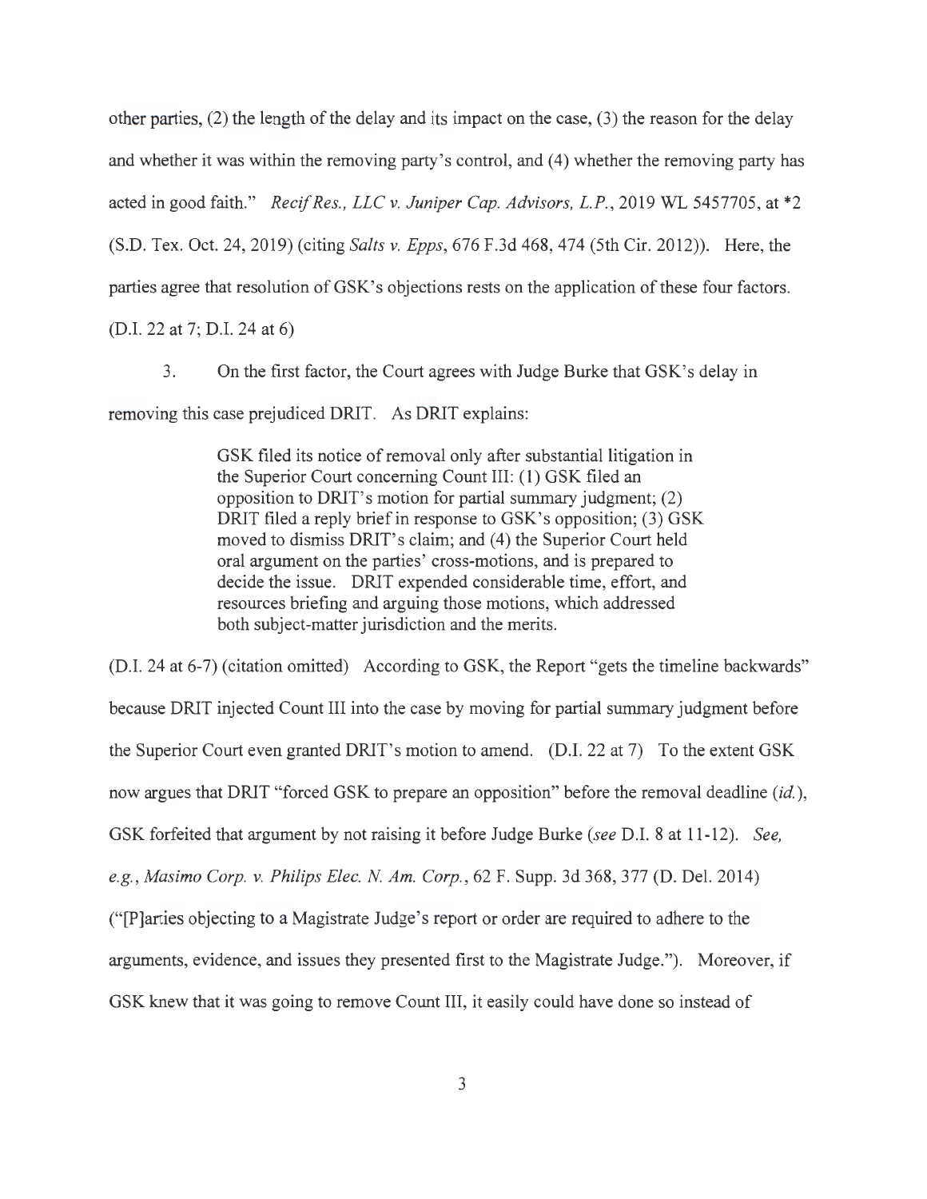other parties, (2) the length of the delay and its impact on the case, (3) the reason for the delay and whether it was within the removing party's control, and (4) whether the removing party has acted in good faith." *Recif Res., LLC v. Juniper Cap. Advisors, L.P.*, 2019 WL 5457705, at *2 (S.D. Tex. Oct. 24, 2019) (citing *Salts v. Epps*, 676 F.3d 468, 474 (5th Cir. 2012)). Here, the parties agree that resolution of GSK's objections rests on the application of these four factors. (D.I. 22 at 7; D.I. 24 at 6)

3. On the first factor, the Court agrees with Judge Burke that GSK's delay in removing this case prejudiced DRIT. As DRIT explains:

> GSK filed its notice of removal only after substantial litigation in the Superior Court concerning Count III: (1) GSK filed an opposition to DRIT's motion for partial summary judgment; (2) DRIT filed a reply brief in response to GSK's opposition; (3) GSK moved to dismiss DRIT's claim; and (4) the Superior Court held oral argument on the parties' cross-motions, and is prepared to decide the issue. DRIT expended considerable time, effort, and resources briefing and arguing those motions, which addressed both subject-matter jurisdiction and the merits.

(D.I. 24 at 6-7) (citation omitted) According to GSK, the Report "gets the timeline backwards" because DRIT injected Count III into the case by moving for partial summary judgment before the Superior Court even granted DRIT's motion to amend. (D.I. 22 at 7) To the extent GSK now argues that DRIT "forced GSK to prepare an opposition" before the removal deadline (*id.*), GSK forfeited that argument by not raising it before Judge Burke (*see* D.I. 8 at 11-12). *See, e.g.*, *Masimo Corp. v. Philips Elec. N. Am. Corp.*, 62 F. Supp. 3d 368, 377 (D. Del. 2014) ("[P]arties objecting to a Magistrate Judge's report or order are required to adhere to the arguments, evidence, and issues they presented first to the Magistrate Judge."). Moreover, if GSK knew that it was going to remove Count III, it easily could have done so instead of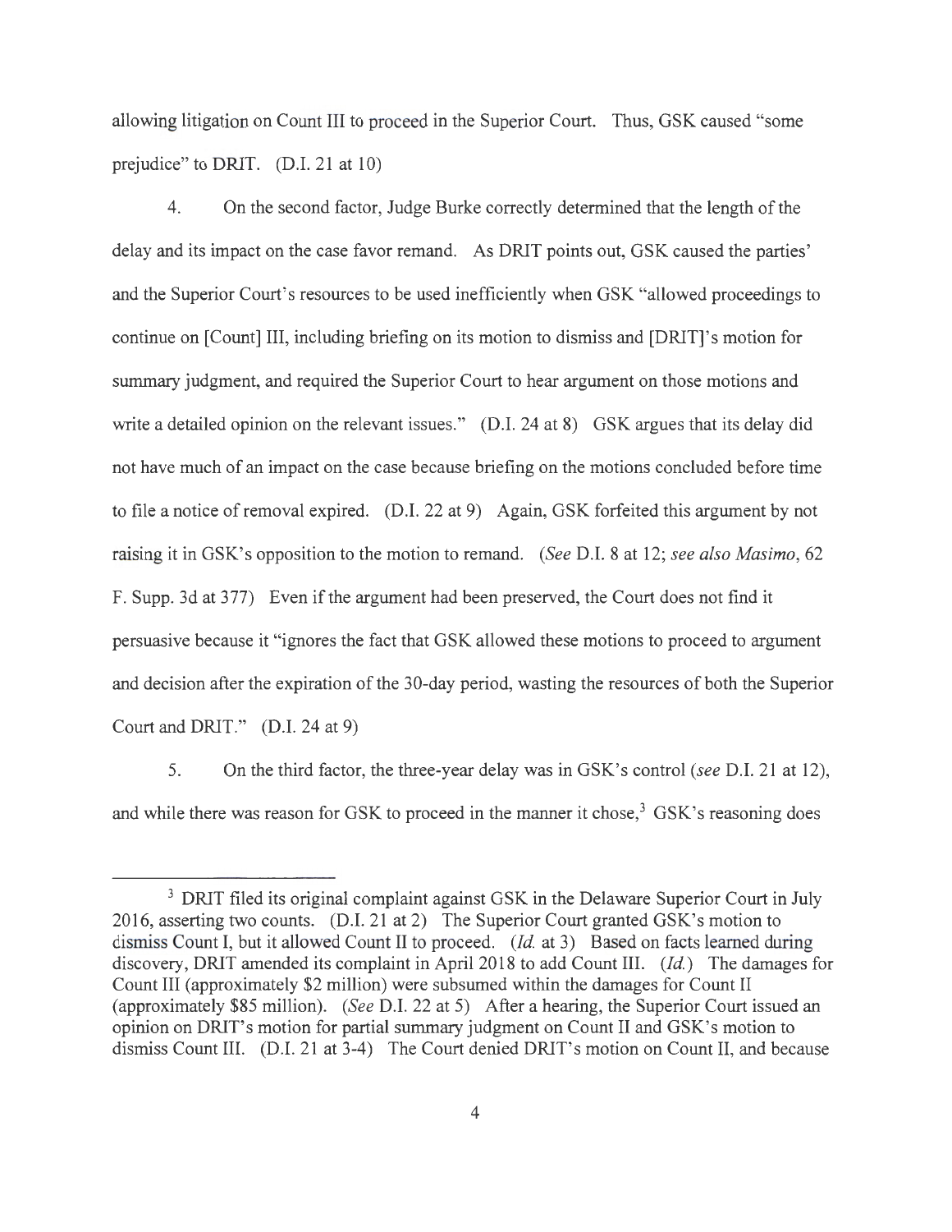allowing litigation on Count III to proceed in the Superior Court. Thus, GSK caused "some prejudice" to DRIT. (D.I. 21 at 10)

4. On the second factor, Judge Burke correctly determined that the length of the delay and its impact on the case favor remand. As DRIT points out, GSK caused the parties' and the Superior Court's resources to be used inefficiently when GSK "allowed proceedings to continue on [Count] III, including briefing on its motion to dismiss and [DRIT]'s motion for summary judgment, and required the Superior Court to hear argument on those motions and write a detailed opinion on the relevant issues." (D.I. 24 at 8) GSK argues that its delay did not have much of an impact on the case because briefing on the motions concluded before time to file a notice of removal expired. (D.I. 22 at 9) Again, GSK forfeited this argument by not raising it in GSK's opposition to the motion to remand. (*See* D.I. 8 at 12; *see also Masimo*, 62 F. Supp. 3d at 377) Even if the argument had been preserved, the Court does not find it persuasive because it "ignores the fact that GSK allowed these motions to proceed to argument and decision after the expiration of the 30-day period, wasting the resources of both the Superior Court and DRIT." (D.I. 24 at 9)

5. On the third factor, the three-year delay was in GSK's control (*see* D.I. 21 at 12), and while there was reason for GSK to proceed in the manner it chose,[3] GSK's reasoning does

[3] DRIT filed its original complaint against GSK in the Delaware Superior Court in July 2016, asserting two counts. (D.I. 21 at 2) The Superior Court granted GSK's motion to dismiss Count I, but it allowed Count II to proceed. (*Id.* at 3) Based on facts learned during discovery, DRIT amended its complaint in April 2018 to add Count III. (*Id.*) The damages for Count III (approximately $2 million) were subsumed within the damages for Count II (approximately $85 million). (*See* D.I. 22 at 5) After a hearing, the Superior Court issued an opinion on DRIT's motion for partial summary judgment on Count II and GSK's motion to dismiss Count III. (D.I. 21 at 3-4) The Court denied DRIT's motion on Count II, and because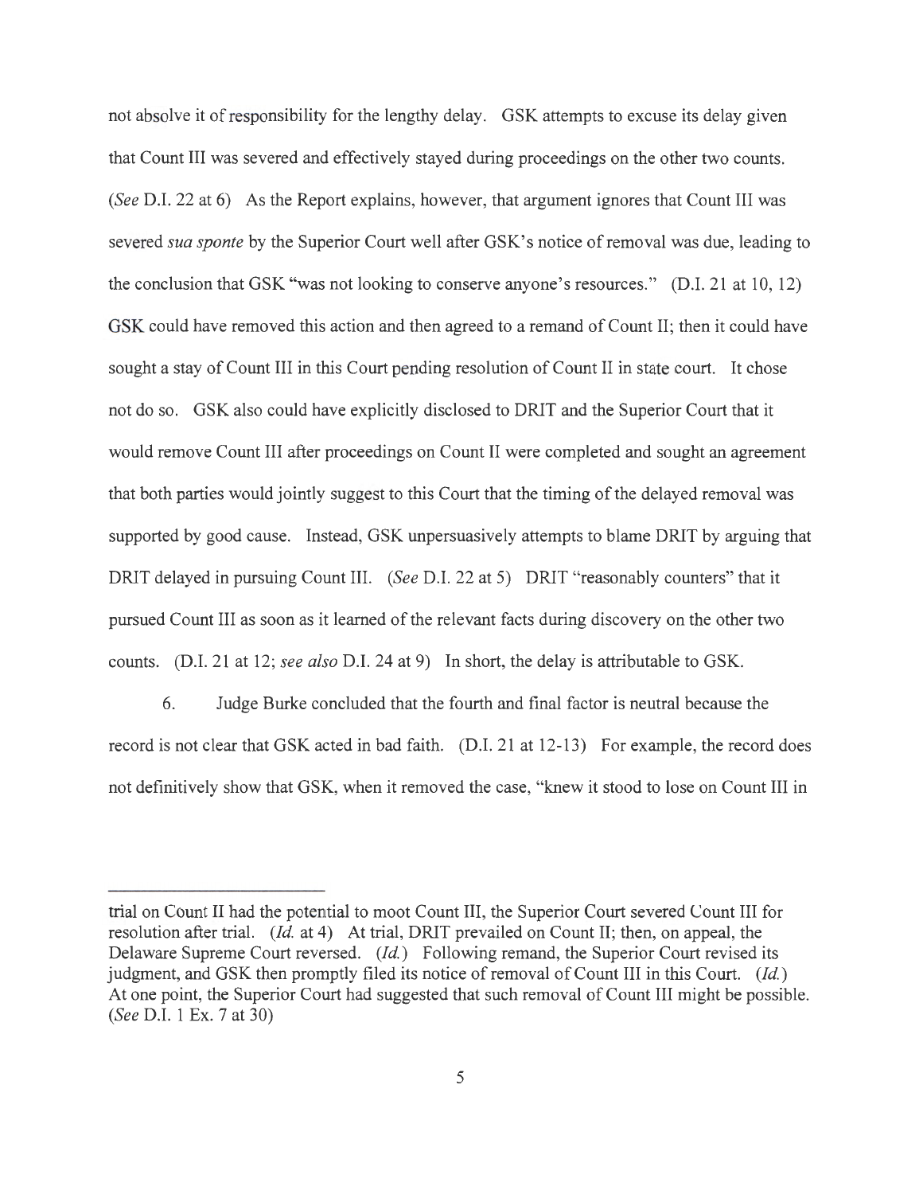not absolve it of responsibility for the lengthy delay. GSK attempts to excuse its delay given that Count III was severed and effectively stayed during proceedings on the other two counts. (*See* D.I. 22 at 6) As the Report explains, however, that argument ignores that Count III was severed *sua sponte* by the Superior Court well after GSK's notice of removal was due, leading to the conclusion that GSK "was not looking to conserve anyone's resources." (D.I. 21 at 10, 12) GSK could have removed this action and then agreed to a remand of Count II; then it could have sought a stay of Count III in this Court pending resolution of Count II in state court. It chose not do so. GSK also could have explicitly disclosed to DRIT and the Superior Court that it would remove Count III after proceedings on Count II were completed and sought an agreement that both parties would jointly suggest to this Court that the timing of the delayed removal was supported by good cause. Instead, GSK unpersuasively attempts to blame DRIT by arguing that DRIT delayed in pursuing Count III. (*See* D.I. 22 at 5) DRIT "reasonably counters" that it pursued Count III as soon as it learned of the relevant facts during discovery on the other two counts. (D.I. 21 at 12; *see also* D.I. 24 at 9) In short, the delay is attributable to GSK.

6. Judge Burke concluded that the fourth and final factor is neutral because the record is not clear that GSK acted in bad faith. (D.I. 21 at 12-13) For example, the record does not definitively show that GSK, when it removed the case, "knew it stood to lose on Count III in

---

trial on Count II had the potential to moot Count III, the Superior Court severed Count III for resolution after trial. (*Id.* at 4) At trial, DRIT prevailed on Count II; then, on appeal, the Delaware Supreme Court reversed. (*Id.*) Following remand, the Superior Court revised its judgment, and GSK then promptly filed its notice of removal of Count III in this Court. (*Id.*) At one point, the Superior Court had suggested that such removal of Count III might be possible. (*See* D.I. 1 Ex. 7 at 30)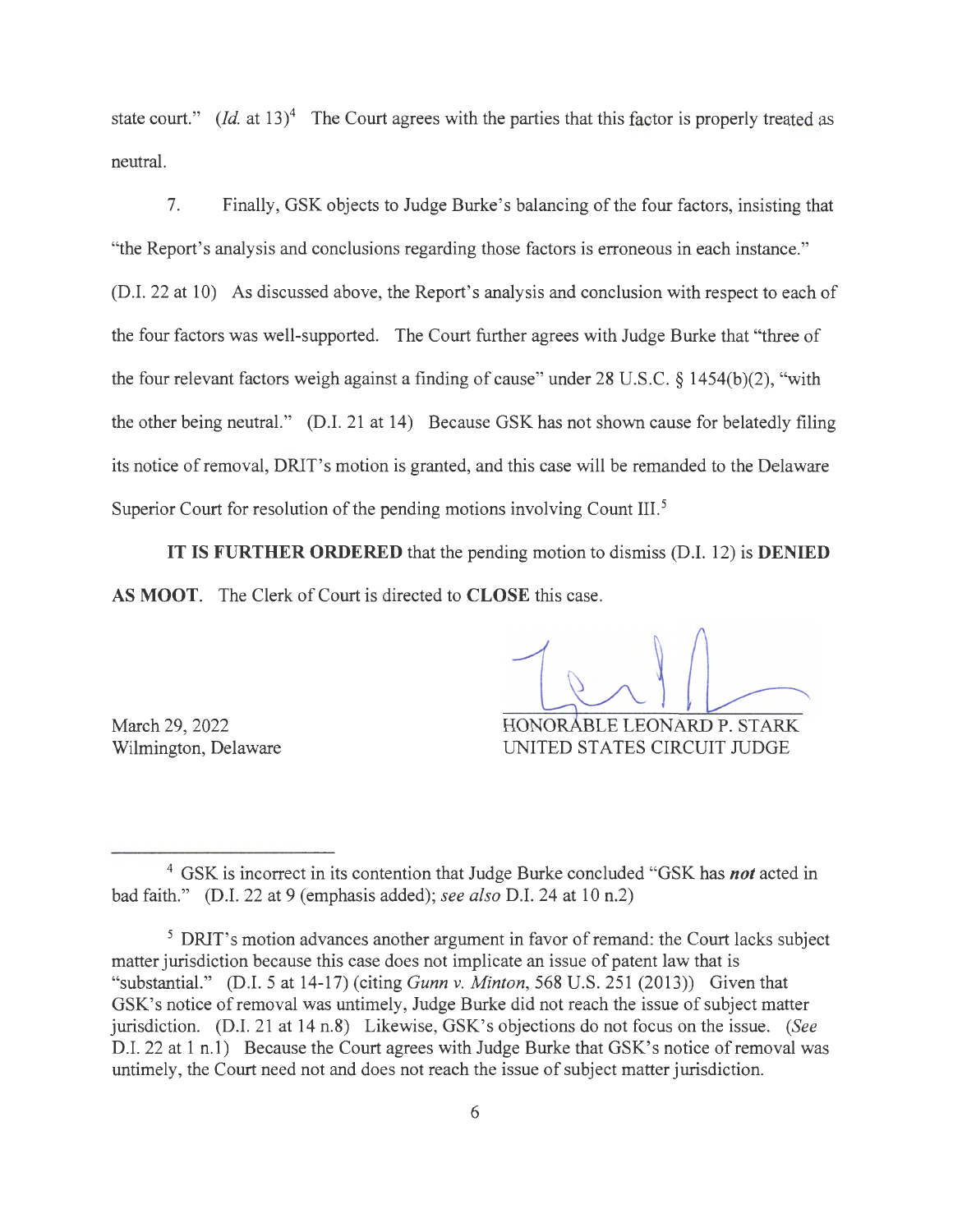state court." (*Id.* at 13)[4] The Court agrees with the parties that this factor is properly treated as neutral.

7. Finally, GSK objects to Judge Burke's balancing of the four factors, insisting that "the Report's analysis and conclusions regarding those factors is erroneous in each instance." (D.I. 22 at 10) As discussed above, the Report's analysis and conclusion with respect to each of the four factors was well-supported. The Court further agrees with Judge Burke that "three of the four relevant factors weigh against a finding of cause" under 28 U.S.C. § 1454(b)(2), "with the other being neutral." (D.I. 21 at 14) Because GSK has not shown cause for belatedly filing its notice of removal, DRIT's motion is granted, and this case will be remanded to the Delaware Superior Court for resolution of the pending motions involving Count III.[5]

**IT IS FURTHER ORDERED** that the pending motion to dismiss (D.I. 12) is **DENIED AS MOOT**. The Clerk of Court is directed to **CLOSE** this case.

March 29, 2022
Wilmington, Delaware

HONORABLE LEONARD P. STARK
UNITED STATES CIRCUIT JUDGE

---

[4] GSK is incorrect in its contention that Judge Burke concluded "GSK has ***not*** acted in bad faith." (D.I. 22 at 9 (emphasis added); *see also* D.I. 24 at 10 n.2)

[5] DRIT's motion advances another argument in favor of remand: the Court lacks subject matter jurisdiction because this case does not implicate an issue of patent law that is "substantial." (D.I. 5 at 14-17) (citing *Gunn v. Minton*, 568 U.S. 251 (2013)) Given that GSK's notice of removal was untimely, Judge Burke did not reach the issue of subject matter jurisdiction. (D.I. 21 at 14 n.8) Likewise, GSK's objections do not focus on the issue. (*See* D.I. 22 at 1 n.1) Because the Court agrees with Judge Burke that GSK's notice of removal was untimely, the Court need not and does not reach the issue of subject matter jurisdiction.